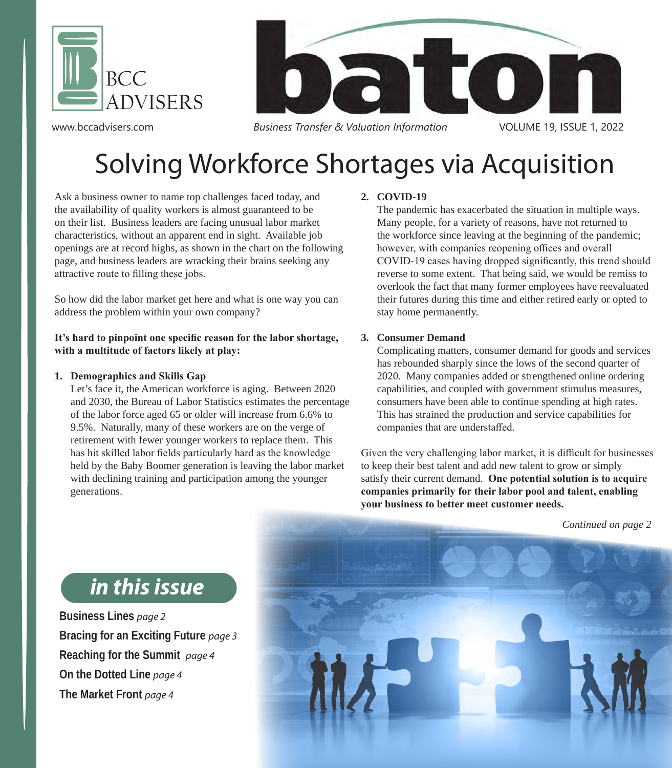BCC ADVISERS

www.bccadvisers.com

# baton

*Business Transfer & Valuation Information*

VOLUME 19, ISSUE 1, 2022

# Solving Workforce Shortages via Acquisition

Ask a business owner to name top challenges faced today, and the availability of quality workers is almost guaranteed to be on their list. Business leaders are facing unusual labor market characteristics, without an apparent end in sight. Available job openings are at record highs, as shown in the chart on the following page, and business leaders are wracking their brains seeking any attractive route to filling these jobs.

So how did the labor market get here and what is one way you can address the problem within your own company?

**It's hard to pinpoint one specific reason for the labor shortage, with a multitude of factors likely at play:**

1. **Demographics and Skills Gap**
   Let's face it, the American workforce is aging. Between 2020 and 2030, the Bureau of Labor Statistics estimates the percentage of the labor force aged 65 or older will increase from 6.6% to 9.5%. Naturally, many of these workers are on the verge of retirement with fewer younger workers to replace them. This has hit skilled labor fields particularly hard as the knowledge held by the Baby Boomer generation is leaving the labor market with declining training and participation among the younger generations.

2. **COVID-19**
   The pandemic has exacerbated the situation in multiple ways. Many people, for a variety of reasons, have not returned to the workforce since leaving at the beginning of the pandemic; however, with companies reopening offices and overall COVID-19 cases having dropped significantly, this trend should reverse to some extent. That being said, we would be remiss to overlook the fact that many former employees have reevaluated their futures during this time and either retired early or opted to stay home permanently.

3. **Consumer Demand**
   Complicating matters, consumer demand for goods and services has rebounded sharply since the lows of the second quarter of 2020. Many companies added or strengthened online ordering capabilities, and coupled with government stimulus measures, consumers have been able to continue spending at high rates. This has strained the production and service capabilities for companies that are understaffed.

Given the very challenging labor market, it is difficult for businesses to keep their best talent and add new talent to grow or simply satisfy their current demand. **One potential solution is to acquire companies primarily for their labor pool and talent, enabling your business to better meet customer needs.**

*Continued on page 2*

## in this issue

**Business Lines** *page 2*
**Bracing for an Exciting Future** *page 3*
**Reaching for the Summit** *page 4*
**On the Dotted Line** *page 4*
**The Market Front** *page 4*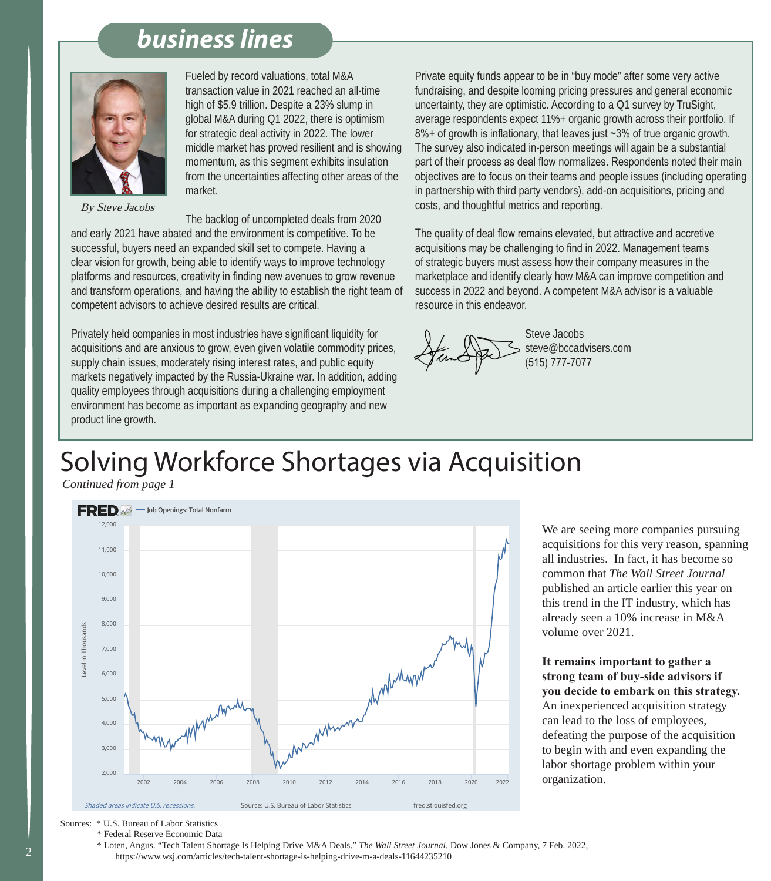## business lines

*By Steve Jacobs*

Fueled by record valuations, total M&A transaction value in 2021 reached an all-time high of $5.9 trillion. Despite a 23% slump in global M&A during Q1 2022, there is optimism for strategic deal activity in 2022. The lower middle market has proved resilient and is showing momentum, as this segment exhibits insulation from the uncertainties affecting other areas of the market.

The backlog of uncompleted deals from 2020 and early 2021 have abated and the environment is competitive. To be successful, buyers need an expanded skill set to compete. Having a clear vision for growth, being able to identify ways to improve technology platforms and resources, creativity in finding new avenues to grow revenue and transform operations, and having the ability to establish the right team of competent advisors to achieve desired results are critical.

Privately held companies in most industries have significant liquidity for acquisitions and are anxious to grow, even given volatile commodity prices, supply chain issues, moderately rising interest rates, and public equity markets negatively impacted by the Russia-Ukraine war. In addition, adding quality employees through acquisitions during a challenging employment environment has become as important as expanding geography and new product line growth.

Private equity funds appear to be in "buy mode" after some very active fundraising, and despite looming pricing pressures and general economic uncertainty, they are optimistic. According to a Q1 survey by TruSight, average respondents expect 11%+ organic growth across their portfolio. If 8%+ of growth is inflationary, that leaves just ~3% of true organic growth. The survey also indicated in-person meetings will again be a substantial part of their process as deal flow normalizes. Respondents noted their main objectives are to focus on their teams and people issues (including operating in partnership with third party vendors), add-on acquisitions, pricing and costs, and thoughtful metrics and reporting.

The quality of deal flow remains elevated, but attractive and accretive acquisitions may be challenging to find in 2022. Management teams of strategic buyers must assess how their company measures in the marketplace and identify clearly how M&A can improve competition and success in 2022 and beyond. A competent M&A advisor is a valuable resource in this endeavor.

Steve Jacobs
steve@bccadvisers.com
(515) 777-7077

# Solving Workforce Shortages via Acquisition

*Continued from page 1*

FRED — Job Openings: Total Nonfarm

Shaded areas indicate U.S. recessions. Source: U.S. Bureau of Labor Statistics fred.stlouisfed.org

We are seeing more companies pursuing acquisitions for this very reason, spanning all industries. In fact, it has become so common that *The Wall Street Journal* published an article earlier this year on this trend in the IT industry, which has already seen a 10% increase in M&A volume over 2021.

**It remains important to gather a strong team of buy-side advisors if you decide to embark on this strategy.** An inexperienced acquisition strategy can lead to the loss of employees, defeating the purpose of the acquisition to begin with and even expanding the labor shortage problem within your organization.

Sources: * U.S. Bureau of Labor Statistics
* Federal Reserve Economic Data
* Loten, Angus. "Tech Talent Shortage Is Helping Drive M&A Deals." *The Wall Street Journal*, Dow Jones & Company, 7 Feb. 2022, https://www.wsj.com/articles/tech-talent-shortage-is-helping-drive-m-a-deals-11644235210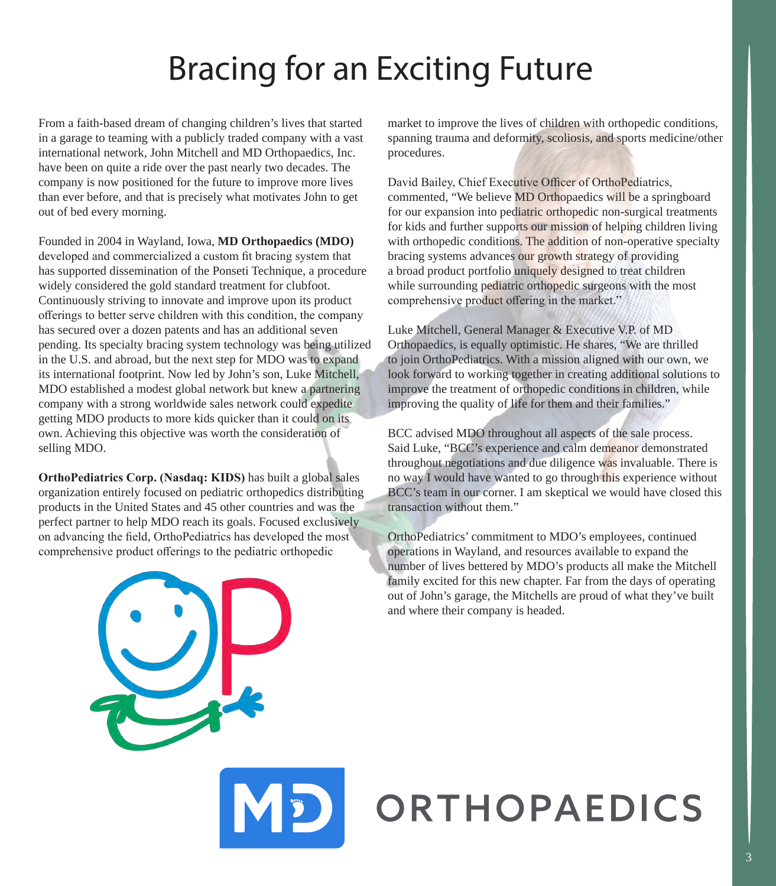# Bracing for an Exciting Future

From a faith-based dream of changing children's lives that started in a garage to teaming with a publicly traded company with a vast international network, John Mitchell and MD Orthopaedics, Inc. have been on quite a ride over the past nearly two decades. The company is now positioned for the future to improve more lives than ever before, and that is precisely what motivates John to get out of bed every morning.

Founded in 2004 in Wayland, Iowa, **MD Orthopaedics (MDO)** developed and commercialized a custom fit bracing system that has supported dissemination of the Ponseti Technique, a procedure widely considered the gold standard treatment for clubfoot. Continuously striving to innovate and improve upon its product offerings to better serve children with this condition, the company has secured over a dozen patents and has an additional seven pending. Its specialty bracing system technology was being utilized in the U.S. and abroad, but the next step for MDO was to expand its international footprint. Now led by John's son, Luke Mitchell, MDO established a modest global network but knew a partnering company with a strong worldwide sales network could expedite getting MDO products to more kids quicker than it could on its own. Achieving this objective was worth the consideration of selling MDO.

**OrthoPediatrics Corp. (Nasdaq: KIDS)** has built a global sales organization entirely focused on pediatric orthopedics distributing products in the United States and 45 other countries and was the perfect partner to help MDO reach its goals. Focused exclusively on advancing the field, OrthoPediatrics has developed the most comprehensive product offerings to the pediatric orthopedic market to improve the lives of children with orthopedic conditions, spanning trauma and deformity, scoliosis, and sports medicine/other procedures.

David Bailey, Chief Executive Officer of OrthoPediatrics, commented, "We believe MD Orthopaedics will be a springboard for our expansion into pediatric orthopedic non-surgical treatments for kids and further supports our mission of helping children living with orthopedic conditions. The addition of non-operative specialty bracing systems advances our growth strategy of providing a broad product portfolio uniquely designed to treat children while surrounding pediatric orthopedic surgeons with the most comprehensive product offering in the market."

Luke Mitchell, General Manager & Executive V.P. of MD Orthopaedics, is equally optimistic. He shares, "We are thrilled to join OrthoPediatrics. With a mission aligned with our own, we look forward to working together in creating additional solutions to improve the treatment of orthopedic conditions in children, while improving the quality of life for them and their families."

BCC advised MDO throughout all aspects of the sale process. Said Luke, "BCC's experience and calm demeanor demonstrated throughout negotiations and due diligence was invaluable. There is no way I would have wanted to go through this experience without BCC's team in our corner. I am skeptical we would have closed this transaction without them."

OrthoPediatrics' commitment to MDO's employees, continued operations in Wayland, and resources available to expand the number of lives bettered by MDO's products all make the Mitchell family excited for this new chapter. Far from the days of operating out of John's garage, the Mitchells are proud of what they've built and where their company is headed.

MD ORTHOPAEDICS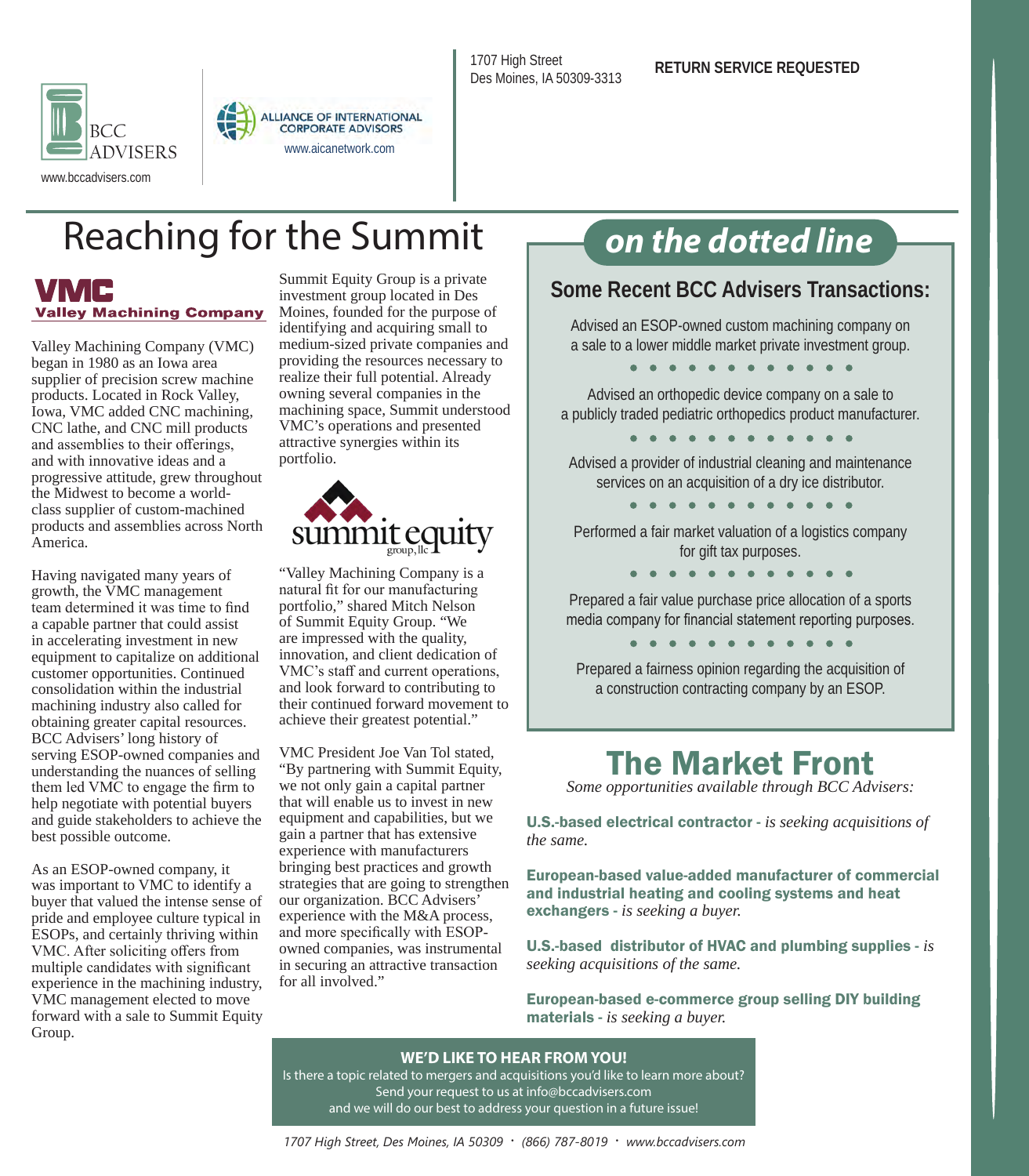BCC ADVISERS

www.bccadvisers.com

ALLIANCE OF INTERNATIONAL CORPORATE ADVISORS

www.aicanetwork.com

1707 High Street
Des Moines, IA 50309-3313

**RETURN SERVICE REQUESTED**

# Reaching for the Summit

**VMC**
**Valley Machining Company**

Valley Machining Company (VMC) began in 1980 as an Iowa area supplier of precision screw machine products. Located in Rock Valley, Iowa, VMC added CNC machining, CNC lathe, and CNC mill products and assemblies to their offerings, and with innovative ideas and a progressive attitude, grew throughout the Midwest to become a world-class supplier of custom-machined products and assemblies across North America.

Having navigated many years of growth, the VMC management team determined it was time to find a capable partner that could assist in accelerating investment in new equipment to capitalize on additional customer opportunities. Continued consolidation within the industrial machining industry also called for obtaining greater capital resources. BCC Advisers' long history of serving ESOP-owned companies and understanding the nuances of selling them led VMC to engage the firm to help negotiate with potential buyers and guide stakeholders to achieve the best possible outcome.

As an ESOP-owned company, it was important to VMC to identify a buyer that valued the intense sense of pride and employee culture typical in ESOPs, and certainly thriving within VMC. After soliciting offers from multiple candidates with significant experience in the machining industry, VMC management elected to move forward with a sale to Summit Equity Group.

Summit Equity Group is a private investment group located in Des Moines, founded for the purpose of identifying and acquiring small to medium-sized private companies and providing the resources necessary to realize their full potential. Already owning several companies in the machining space, Summit understood VMC's operations and presented attractive synergies within its portfolio.

summit equity group, llc

"Valley Machining Company is a natural fit for our manufacturing portfolio," shared Mitch Nelson of Summit Equity Group. "We are impressed with the quality, innovation, and client dedication of VMC's staff and current operations, and look forward to contributing to their continued forward movement to achieve their greatest potential."

VMC President Joe Van Tol stated, "By partnering with Summit Equity, we not only gain a capital partner that will enable us to invest in new equipment and capabilities, but we gain a partner that has extensive experience with manufacturers bringing best practices and growth strategies that are going to strengthen our organization. BCC Advisers' experience with the M&A process, and more specifically with ESOP-owned companies, was instrumental in securing an attractive transaction for all involved."

## *on the dotted line*

### Some Recent BCC Advisers Transactions:

Advised an ESOP-owned custom machining company on a sale to a lower middle market private investment group.

Advised an orthopedic device company on a sale to a publicly traded pediatric orthopedics product manufacturer.

Advised a provider of industrial cleaning and maintenance services on an acquisition of a dry ice distributor.

Performed a fair market valuation of a logistics company for gift tax purposes.

Prepared a fair value purchase price allocation of a sports media company for financial statement reporting purposes.

Prepared a fairness opinion regarding the acquisition of a construction contracting company by an ESOP.

## The Market Front

*Some opportunities available through BCC Advisers:*

**U.S.-based electrical contractor** - *is seeking acquisitions of the same.*

**European-based value-added manufacturer of commercial and industrial heating and cooling systems and heat exchangers** - *is seeking a buyer.*

**U.S.-based distributor of HVAC and plumbing supplies** - *is seeking acquisitions of the same.*

**European-based e-commerce group selling DIY building materials** - *is seeking a buyer.*

**WE'D LIKE TO HEAR FROM YOU!**
Is there a topic related to mergers and acquisitions you'd like to learn more about? Send your request to us at info@bccadvisers.com and we will do our best to address your question in a future issue!

*1707 High Street, Des Moines, IA 50309 · (866) 787-8019 · www.bccadvisers.com*